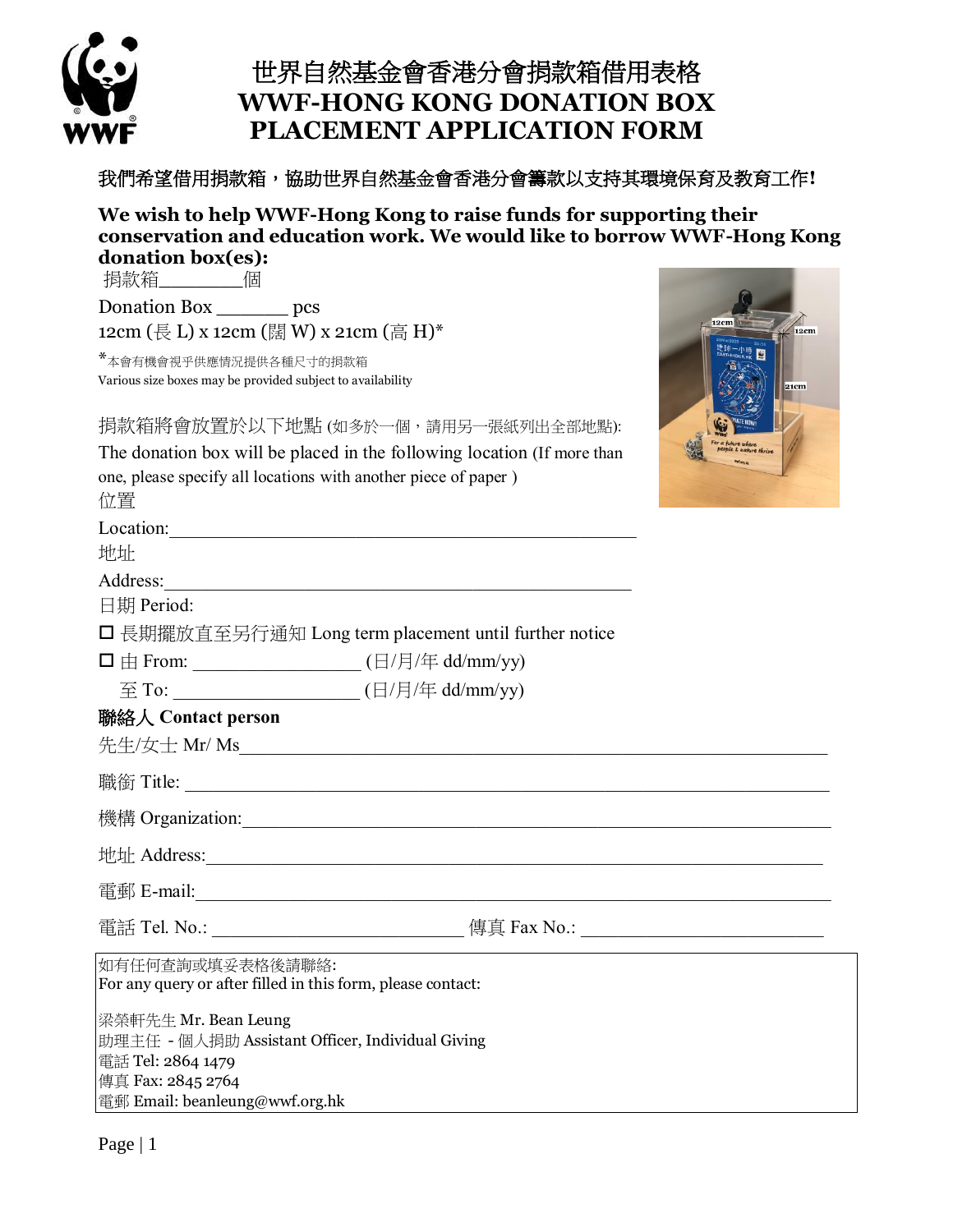# 世界自然基金會香港分會捐款箱借用表格
# WWF-HONG KONG DONATION BOX PLACEMENT APPLICATION FORM

**我們希望借用捐款箱，協助世界自然基金會香港分會籌款以支持其環境保育及教育工作!**

**We wish to help WWF-Hong Kong to raise funds for supporting their conservation and education work. We would like to borrow WWF-Hong Kong donation box(es):**

捐款箱________個

Donation Box _______ pcs

12cm (長 L) x 12cm (闊 W) x 21cm (高 H)*

*本會有機會視乎供應情況提供各種尺寸的捐款箱
Various size boxes may be provided subject to availability

捐款箱將會放置於以下地點 (如多於一個，請用另一張紙列出全部地點):
The donation box will be placed in the following location (If more than one, please specify all locations with another piece of paper )

位置
Location:_______________________________________________

地址
Address:________________________________________________

日期 Period:

☐ 長期擺放直至另行通知 Long term placement until further notice

☐ 由 From: _________________ (日/月/年 dd/mm/yy)

至 To: ___________________ (日/月/年 dd/mm/yy)

**聯絡人 Contact person**

先生/女士 Mr/ Ms________________________________________________________

職銜 Title: ________________________________________________________

機構 Organization:________________________________________________________

地址 Address:________________________________________________________

電郵 E-mail:________________________________________________________

電話 Tel. No.: __________________________ 傳真 Fax No.: _________________________

如有任何查詢或填妥表格後請聯絡:
For any query or after filled in this form, please contact:

梁榮軒先生 Mr. Bean Leung
助理主任 - 個人捐助 Assistant Officer, Individual Giving
電話 Tel: 2864 1479
傳真 Fax: 2845 2764
電郵 Email: beanleung@wwf.org.hk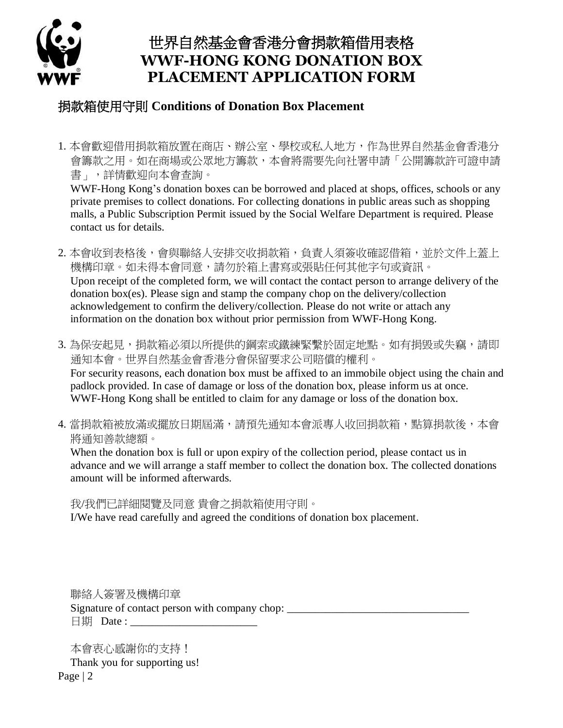# 世界自然基金會香港分會捐款箱借用表格
# WWF-HONG KONG DONATION BOX PLACEMENT APPLICATION FORM

## 捐款箱使用守則 Conditions of Donation Box Placement

1. 本會歡迎借用捐款箱放置在商店、辦公室、學校或私人地方，作為世界自然基金會香港分會籌款之用。如在商場或公眾地方籌款，本會將需要先向社署申請「公開籌款許可證申請書」，詳情歡迎向本會查詢。
   WWF-Hong Kong's donation boxes can be borrowed and placed at shops, offices, schools or any private premises to collect donations. For collecting donations in public areas such as shopping malls, a Public Subscription Permit issued by the Social Welfare Department is required. Please contact us for details.

2. 本會收到表格後，會與聯絡人安排交收捐款箱，負責人須簽收確認借箱，並於文件上蓋上機構印章。如未得本會同意，請勿於箱上書寫或張貼任何其他字句或資訊。
   Upon receipt of the completed form, we will contact the contact person to arrange delivery of the donation box(es). Please sign and stamp the company chop on the delivery/collection acknowledgement to confirm the delivery/collection. Please do not write or attach any information on the donation box without prior permission from WWF-Hong Kong.

3. 為保安起見，捐款箱必須以所提供的鋼索或鐵鍊緊繫於固定地點。如有損毀或失竊，請即通知本會。世界自然基金會香港分會保留要求公司賠償的權利。
   For security reasons, each donation box must be affixed to an immobile object using the chain and padlock provided. In case of damage or loss of the donation box, please inform us at once. WWF-Hong Kong shall be entitled to claim for any damage or loss of the donation box.

4. 當捐款箱被放滿或擺放日期屆滿，請預先通知本會派專人收回捐款箱，點算捐款後，本會將通知善款總額。
   When the donation box is full or upon expiry of the collection period, please contact us in advance and we will arrange a staff member to collect the donation box. The collected donations amount will be informed afterwards.

   我/我們已詳細閱覽及同意 貴會之捐款箱使用守則。
   I/We have read carefully and agreed the conditions of donation box placement.

聯絡人簽署及機構印章
Signature of contact person with company chop: _________________________________
日期 Date : _______________________

本會衷心感謝你的支持！
Thank you for supporting us!